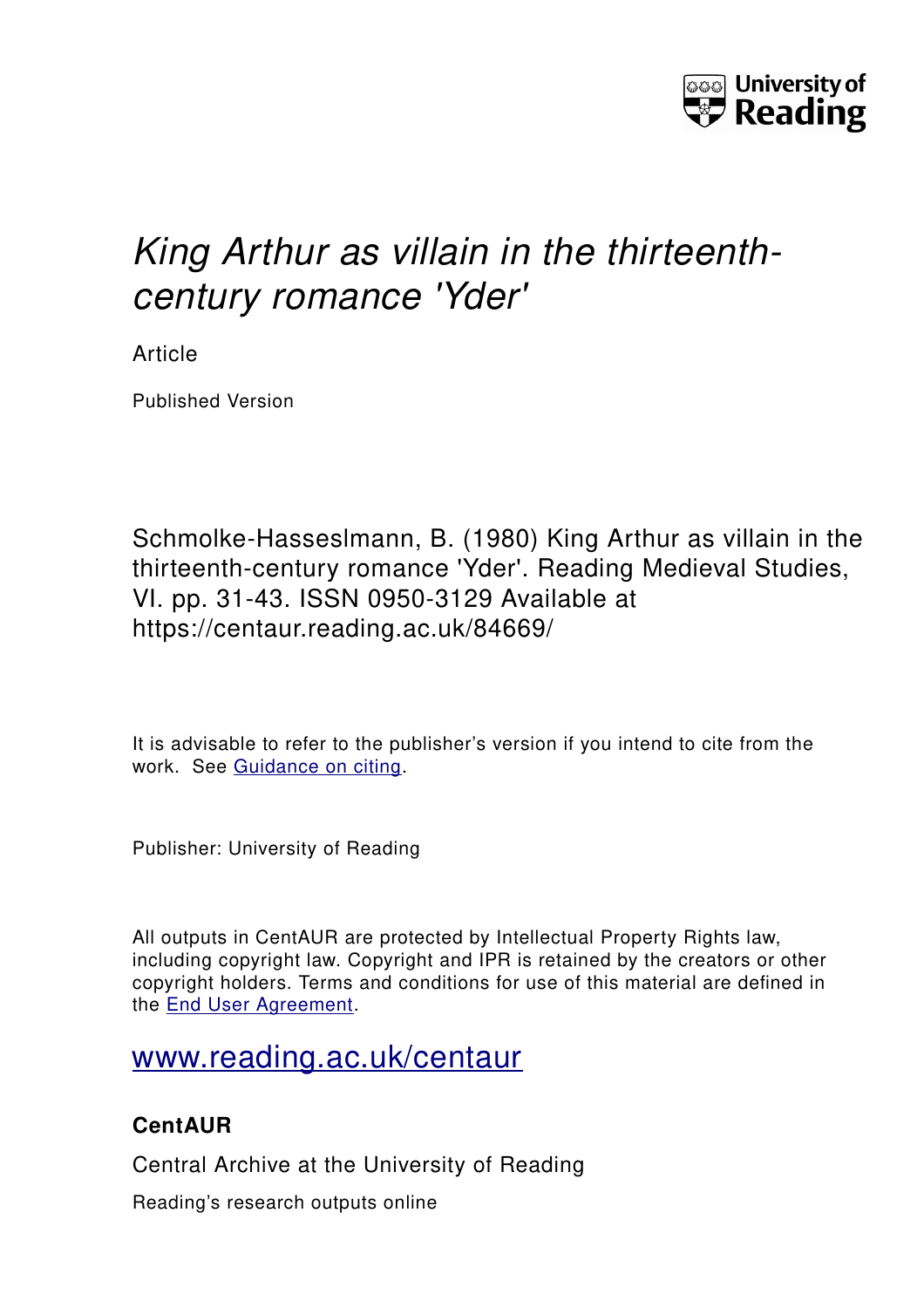University of Reading

# *King Arthur as villain in the thirteenth-century romance 'Yder'*

Article

Published Version

Schmolke-Hasselmann, B. (1980) King Arthur as villain in the thirteenth-century romance 'Yder'. Reading Medieval Studies, VI. pp. 31-43. ISSN 0950-3129 Available at https://centaur.reading.ac.uk/84669/

It is advisable to refer to the publisher's version if you intend to cite from the work. See Guidance on citing.

Publisher: University of Reading

All outputs in CentAUR are protected by Intellectual Property Rights law, including copyright law. Copyright and IPR is retained by the creators or other copyright holders. Terms and conditions for use of this material are defined in the End User Agreement.

www.reading.ac.uk/centaur

**CentAUR**

Central Archive at the University of Reading

Reading's research outputs online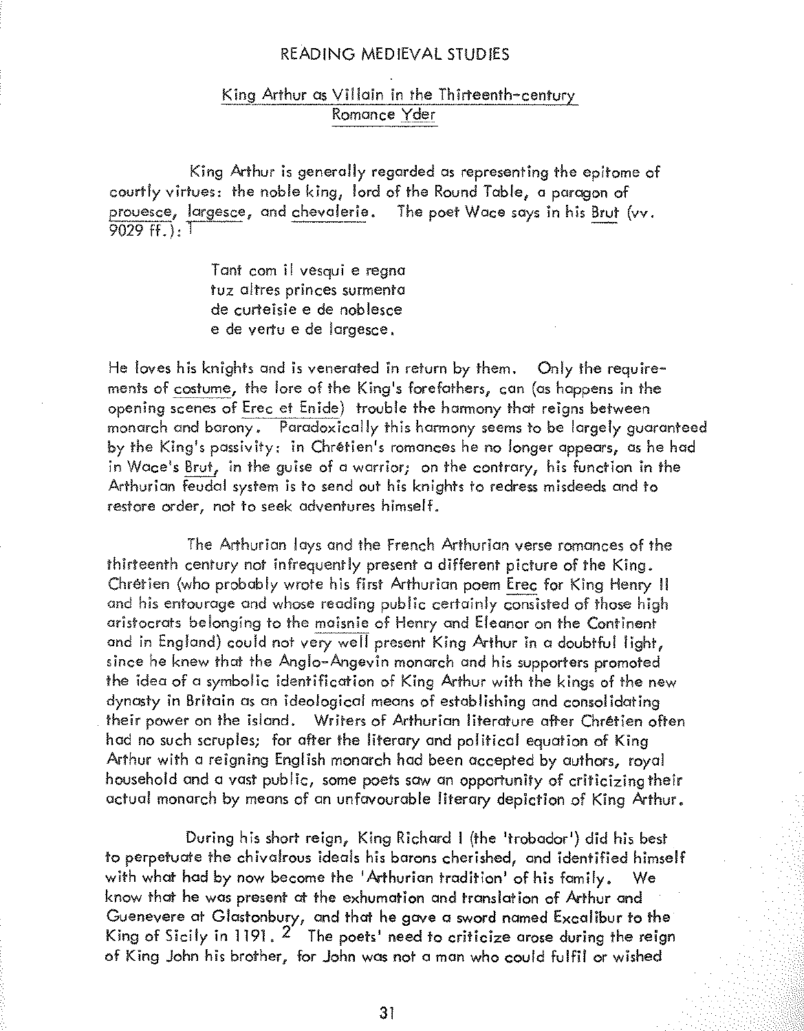King Arthur as Villain in the Thirteenth-century Romance Yder

King Arthur is generally regarded as representing the epitome of courtly virtues: the noble king, lord of the Round Table, a paragon of *prouesce*, *largesce*, and *chevalerie*. The poet Wace says in his *Brut* (vv. 9029 ff.):[1]

> Tant com il vesqui e regna
> tuz altres princes surmenta
> de curteisie e de noblesce
> e de vertu e de largesce.

He loves his knights and is venerated in return by them. Only the requirements of *costume*, the lore of the King's forefathers, can (as happens in the opening scenes of *Erec et Enide*) trouble the harmony that reigns between monarch and barony. Paradoxically this harmony seems to be largely guaranteed by the King's passivity: in Chrétien's romances he no longer appears, as he had in Wace's *Brut*, in the guise of a warrior; on the contrary, his function in the Arthurian feudal system is to send out his knights to redress misdeeds and to restore order, not to seek adventures himself.

The Arthurian lays and the French Arthurian verse romances of the thirteenth century not infrequently present a different picture of the King. Chrétien (who probably wrote his first Arthurian poem *Erec* for King Henry II and his entourage and whose reading public certainly consisted of those high aristocrats belonging to the *maisnie* of Henry and Eleanor on the Continent and in England) could not very well present King Arthur in a doubtful light, since he knew that the Anglo-Angevin monarch and his supporters promoted the idea of a symbolic identification of King Arthur with the kings of the new dynasty in Britain as an ideological means of establishing and consolidating their power on the island. Writers of Arthurian literature after Chrétien often had no such scruples; for after the literary and political equation of King Arthur with a reigning English monarch had been accepted by authors, royal household and a vast public, some poets saw an opportunity of criticizing their actual monarch by means of an unfavourable literary depiction of King Arthur.

During his short reign, King Richard I (the 'trobador') did his best to perpetuate the chivalrous ideals his barons cherished, and identified himself with what had by now become the 'Arthurian tradition' of his family. We know that he was present at the exhumation and translation of Arthur and Guenevere at Glastonbury, and that he gave a sword named Excalibur to the King of Sicily in 1191.[2] The poets' need to criticize arose during the reign of King John his brother, for John was not a man who could fulfil or wished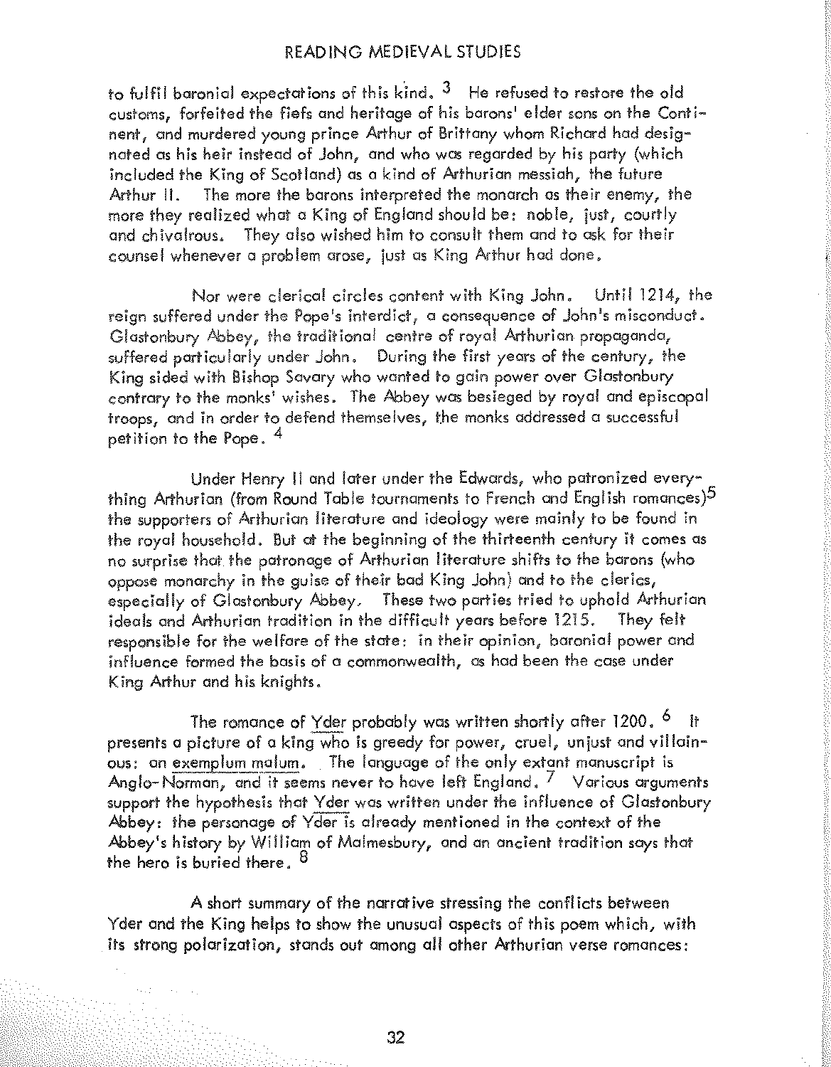to fulfil baronial expectations of this kind.[3] He refused to restore the old customs, forfeited the fiefs and heritage of his barons' elder sons on the Continent, and murdered young prince Arthur of Brittany whom Richard had designated as his heir instead of John, and who was regarded by his party (which included the King of Scotland) as a kind of Arthurian messiah, the future Arthur II. The more the barons interpreted the monarch as their enemy, the more they realized what a King of England should be: noble, just, courtly and chivalrous. They also wished him to consult them and to ask for their counsel whenever a problem arose, just as King Arthur had done.

Nor were clerical circles content with King John. Until 1214, the reign suffered under the Pope's interdict, a consequence of John's misconduct. Glastonbury Abbey, the traditional centre of royal Arthurian propaganda, suffered particularly under John. During the first years of the century, the King sided with Bishop Savary who wanted to gain power over Glastonbury contrary to the monks' wishes. The Abbey was besieged by royal and episcopal troops, and in order to defend themselves, the monks addressed a successful petition to the Pope.[4]

Under Henry II and later under the Edwards, who patronized everything Arthurian (from Round Table tournaments to French and English romances)[5] the supporters of Arthurian literature and ideology were mainly to be found in the royal household. But at the beginning of the thirteenth century it comes as no surprise that the patronage of Arthurian literature shifts to the barons (who oppose monarchy in the guise of their bad King John) and to the clerics, especially of Glastonbury Abbey. These two parties tried to uphold Arthurian ideals and Arthurian tradition in the difficult years before 1215. They felt responsible for the welfare of the state: in their opinion, baronial power and influence formed the basis of a commonwealth, as had been the case under King Arthur and his knights.

The romance of Yder probably was written shortly after 1200.[6] It presents a picture of a king who is greedy for power, cruel, unjust and villainous: an exemplum malum. The language of the only extant manuscript is Anglo-Norman, and it seems never to have left England.[7] Various arguments support the hypothesis that Yder was written under the influence of Glastonbury Abbey: the personage of Yder is already mentioned in the context of the Abbey's history by William of Malmesbury, and an ancient tradition says that the hero is buried there.[8]

A short summary of the narrative stressing the conflicts between Yder and the King helps to show the unusual aspects of this poem which, with its strong polarization, stands out among all other Arthurian verse romances: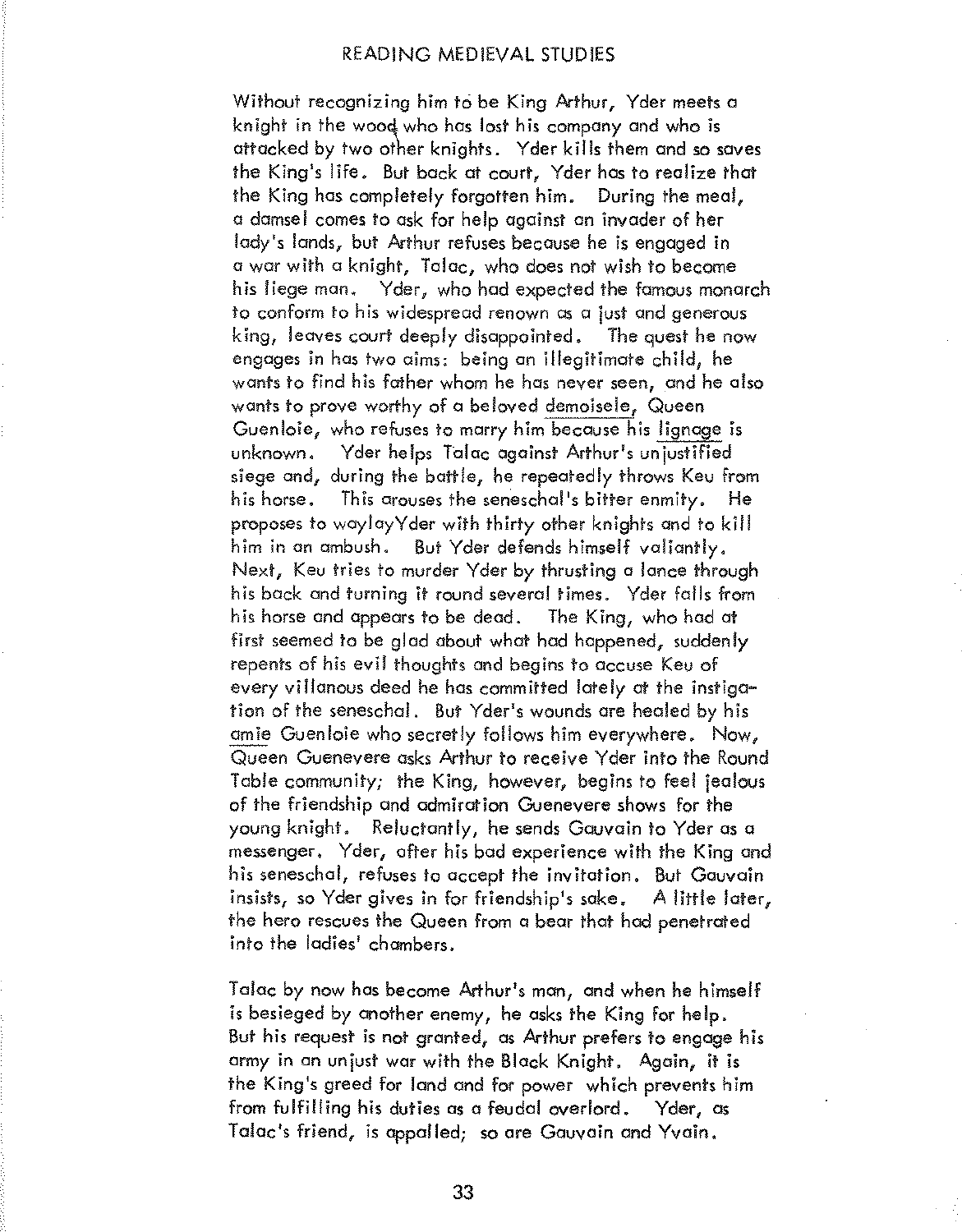Without recognizing him to be King Arthur, Yder meets a knight in the wood who has lost his company and who is attacked by two other knights. Yder kills them and so saves the King's life. But back at court, Yder has to realize that the King has completely forgotten him. During the meal, a damsel comes to ask for help against an invader of her lady's lands, but Arthur refuses because he is engaged in a war with a knight, Talac, who does not wish to become his liege man. Yder, who had expected the famous monarch to conform to his widespread renown as a just and generous king, leaves court deeply disappointed. The quest he now engages in has two aims: being an illegitimate child, he wants to find his father whom he has never seen, and he also wants to prove worthy of a beloved demoisele, Queen Guenloie, who refuses to marry him because his lignage is unknown. Yder helps Talac against Arthur's unjustified siege and, during the battle, he repeatedly throws Keu from his horse. This arouses the seneschal's bitter enmity. He proposes to waylayYder with thirty other knights and to kill him in an ambush. But Yder defends himself valiantly. Next, Keu tries to murder Yder by thrusting a lance through his back and turning it round several times. Yder falls from his horse and appears to be dead. The King, who had at first seemed to be glad about what had happened, suddenly repents of his evil thoughts and begins to accuse Keu of every villanous deed he has committed lately at the instigation of the seneschal. But Yder's wounds are healed by his amie Guenloie who secretly follows him everywhere. Now, Queen Guenevere asks Arthur to receive Yder into the Round Table community; the King, however, begins to feel jealous of the friendship and admiration Guenevere shows for the young knight. Reluctantly, he sends Gauvain to Yder as a messenger. Yder, after his bad experience with the King and his seneschal, refuses to accept the invitation. But Gauvain insists, so Yder gives in for friendship's sake. A little later, the hero rescues the Queen from a bear that had penetrated into the ladies' chambers.

Talac by now has become Arthur's man, and when he himself is besieged by another enemy, he asks the King for help. But his request is not granted, as Arthur prefers to engage his army in an unjust war with the Black Knight. Again, it is the King's greed for land and for power which prevents him from fulfilling his duties as a feudal overlord. Yder, as Talac's friend, is appalled; so are Gauvain and Yvain.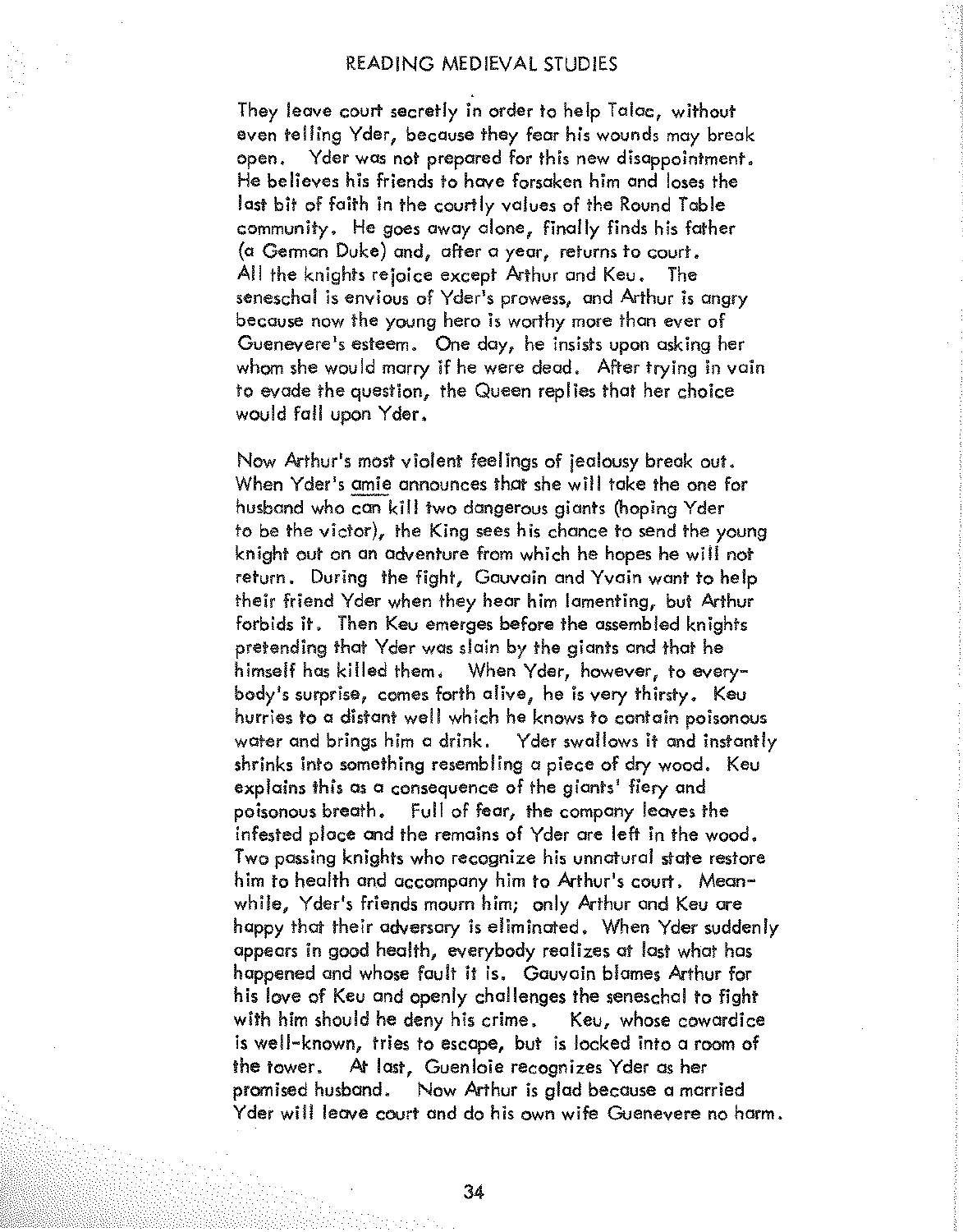They leave court secretly in order to help Talac, without even telling Yder, because they fear his wounds may break open. Yder was not prepared for this new disappointment. He believes his friends to have forsaken him and loses the last bit of faith in the courtly values of the Round Table community. He goes away alone, finally finds his father (a German Duke) and, after a year, returns to court. All the knights rejoice except Arthur and Keu. The seneschal is envious of Yder's prowess, and Arthur is angry because now the young hero is worthy more than ever of Guenevere's esteem. One day, he insists upon asking her whom she would marry if he were dead. After trying in vain to evade the question, the Queen replies that her choice would fall upon Yder.

Now Arthur's most violent feelings of jealousy break out. When Yder's amie announces that she will take the one for husband who can kill two dangerous giants (hoping Yder to be the victor), the King sees his chance to send the young knight out on an adventure from which he hopes he will not return. During the fight, Gauvain and Yvain want to help their friend Yder when they hear him lamenting, but Arthur forbids it. Then Keu emerges before the assembled knights pretending that Yder was slain by the giants and that he himself has killed them. When Yder, however, to everybody's surprise, comes forth alive, he is very thirsty. Keu hurries to a distant well which he knows to contain poisonous water and brings him a drink. Yder swallows it and instantly shrinks into something resembling a piece of dry wood. Keu explains this as a consequence of the giants' fiery and poisonous breath. Full of fear, the company leaves the infested place and the remains of Yder are left in the wood. Two passing knights who recognize his unnatural state restore him to health and accompany him to Arthur's court. Meanwhile, Yder's friends mourn him; only Arthur and Keu are happy that their adversary is eliminated. When Yder suddenly appears in good health, everybody realizes at last what has happened and whose fault it is. Gauvain blames Arthur for his love of Keu and openly challenges the seneschal to fight with him should he deny his crime. Keu, whose cowardice is well-known, tries to escape, but is locked into a room of the tower. At last, Guenloie recognizes Yder as her promised husband. Now Arthur is glad because a married Yder will leave court and do his own wife Guenevere no harm.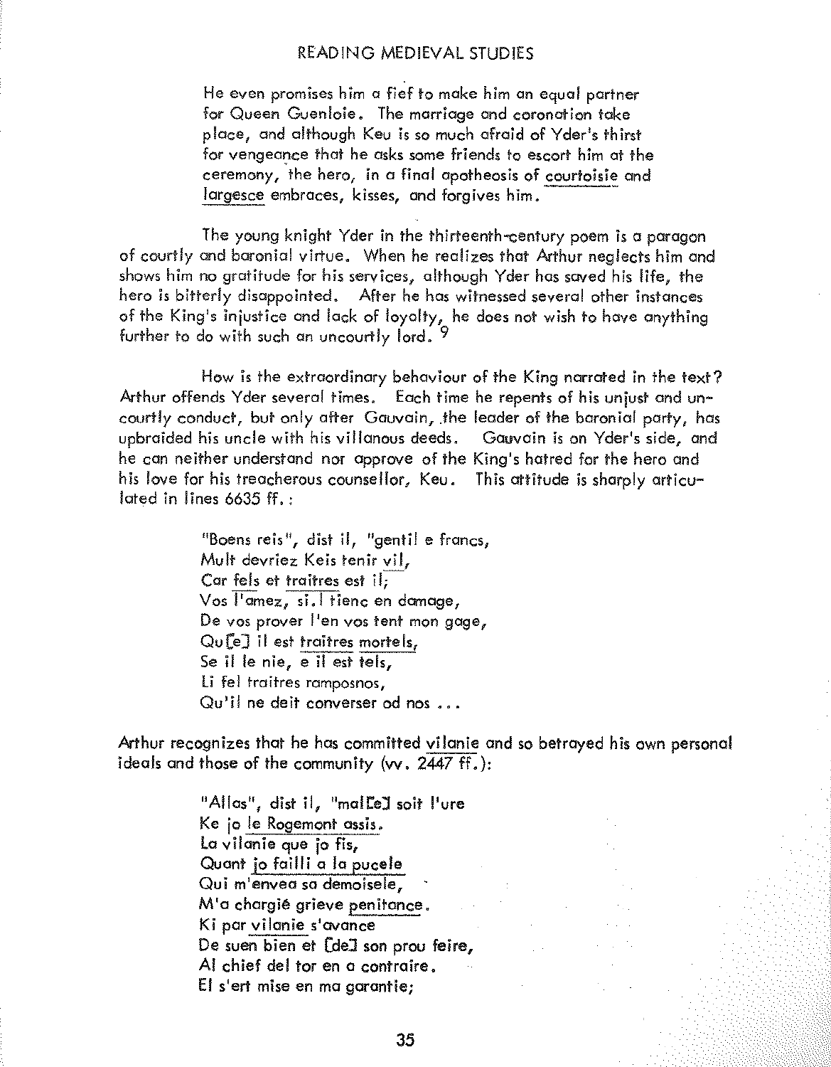He even promises him a fief to make him an equal partner for Queen Guenloie. The marriage and coronation take place, and although Keu is so much afraid of Yder's thirst for vengeance that he asks some friends to escort him at the ceremony, the hero, in a final apotheosis of courtoisie and largesce embraces, kisses, and forgives him.

The young knight Yder in the thirteenth-century poem is a paragon of courtly and baronial virtue. When he realizes that Arthur neglects him and shows him no gratitude for his services, although Yder has saved his life, the hero is bitterly disappointed. After he has witnessed several other instances of the King's injustice and lack of loyalty, he does not wish to have anything further to do with such an uncourtly lord. [9]

How is the extraordinary behaviour of the King narrated in the text? Arthur offends Yder several times. Each time he repents of his unjust and uncourtly conduct, but only after Gauvain, the leader of the baronial party, has upbraided his uncle with his villanous deeds. Gauvain is on Yder's side, and he can neither understand nor approve of the King's hatred for the hero and his love for his treacherous counsellor, Keu. This attitude is sharply articulated in lines 6635 ff.:

> "Boens reis", dist il, "gentil e francs,
> Mult devriez Keis tenir vil,
> Car fels et traitres est il;
> Vos l'amez, si.l tienc en damage,
> De vos prover l'en vos tent mon gage,
> Qu[e] il est traitres mortels,
> Se il le nie, e il est tels,
> Li fel traitres ramposnos,
> Qu'il ne deit converser od nos ...

Arthur recognizes that he has committed vilanie and so betrayed his own personal ideals and those of the community (vv. 2447 ff.):

> "Allas", dist il, "mal[e] soit l'ure
> Ke jo le Rogemont assis.
> La vilanie que jo fis,
> Quant jo failli a la pucele
> Qui m'envea sa demoisele,
> M'a chargié grieve penitance.
> Ki par vilanie s'avance
> De suen bien et [de] son prou feire,
> Al chief del tor en a contraire.
> El s'ert mise en ma garantie;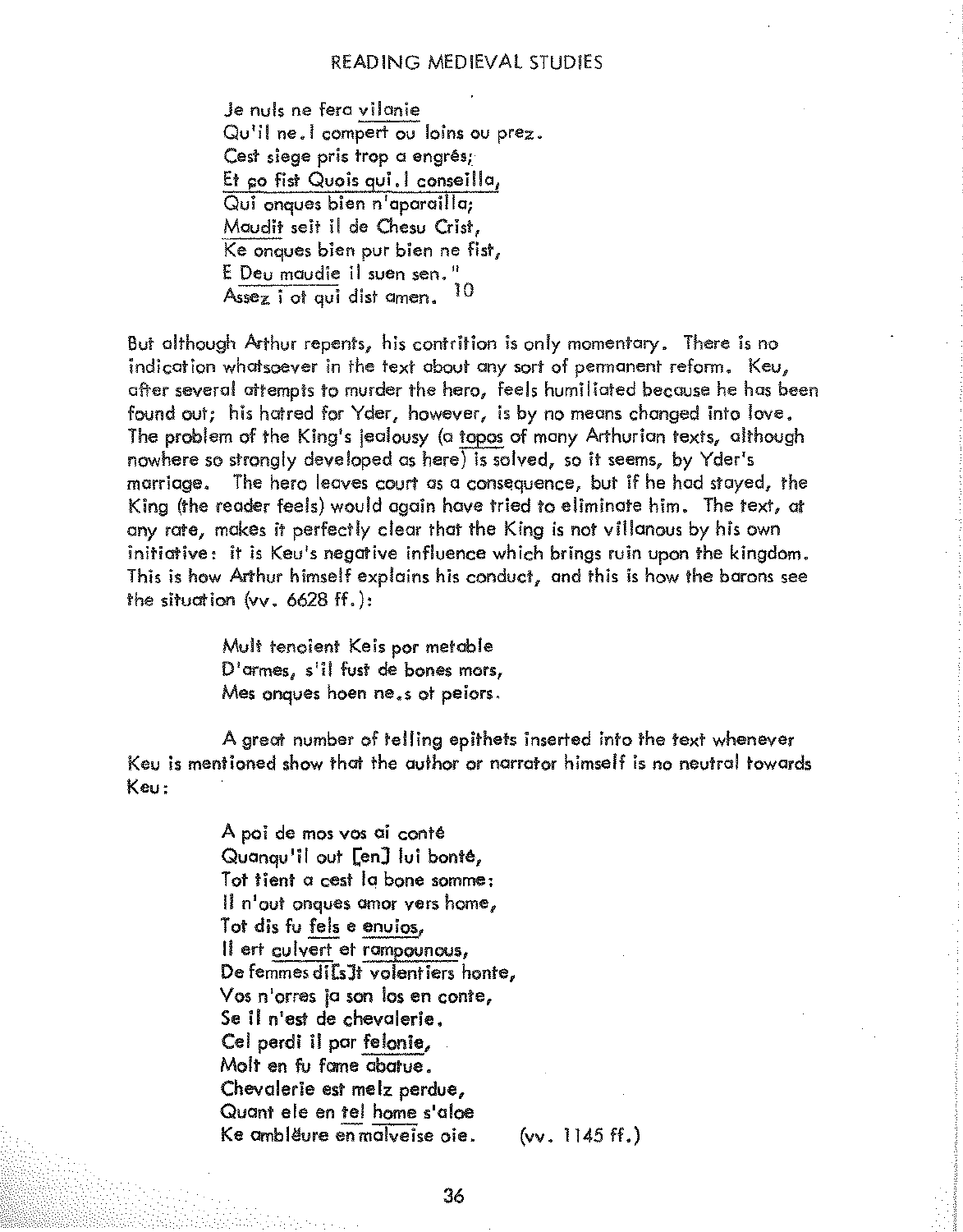Je nuls ne fera vilanie
Qu'il ne.l compert ou loins ou prez.
Cest siege pris trop a engrés;
Et ço fist Quois qui.l conseilla,
Qui onques bien n'aparailla;
Maudit seit il de Chesu Crist,
Ke onques bien pur bien ne fist,
E Deu maudie il suen sen."
Assez i ot qui dist amen. [10]

But although Arthur repents, his contrition is only momentary. There is no indication whatsoever in the text about any sort of permanent reform. Keu, after several attempts to murder the hero, feels humiliated because he has been found out; his hatred for Yder, however, is by no means changed into love. The problem of the King's jealousy (a topos of many Arthurian texts, although nowhere so strongly developed as here) is solved, so it seems, by Yder's marriage. The hero leaves court as a consequence, but if he had stayed, the King (the reader feels) would again have tried to eliminate him. The text, at any rate, makes it perfectly clear that the King is not villanous by his own initiative: it is Keu's negative influence which brings ruin upon the kingdom. This is how Arthur himself explains his conduct, and this is how the barons see the situation (vv. 6628 ff.):

Mult tenoient Keis por metable
D'armes, s'il fust de bones mors,
Mes onques hoen ne.s ot peiors.

A great number of telling epithets inserted into the text whenever Keu is mentioned show that the author or narrator himself is no neutral towards Keu:

A poi de mos vos ai conté
Quanqu'il out [en] lui bonté,
Tot tient a cest la bone somme:
Il n'out onques amor vers home,
Tot dis fu fels e envios,
Il ert culvert et rampounous,
De femmes di[s]t volentiers honte,
Vos n'orres ja son los en conte,
Se il n'est de chevalerie.
Cel perdi il par felonie,
Molt en fu fame abatue.
Chevalerie est melz perdue,
Quant ele en tel home s'aloe
Ke ambléure en malveise oie. (vv. 1145 ff.)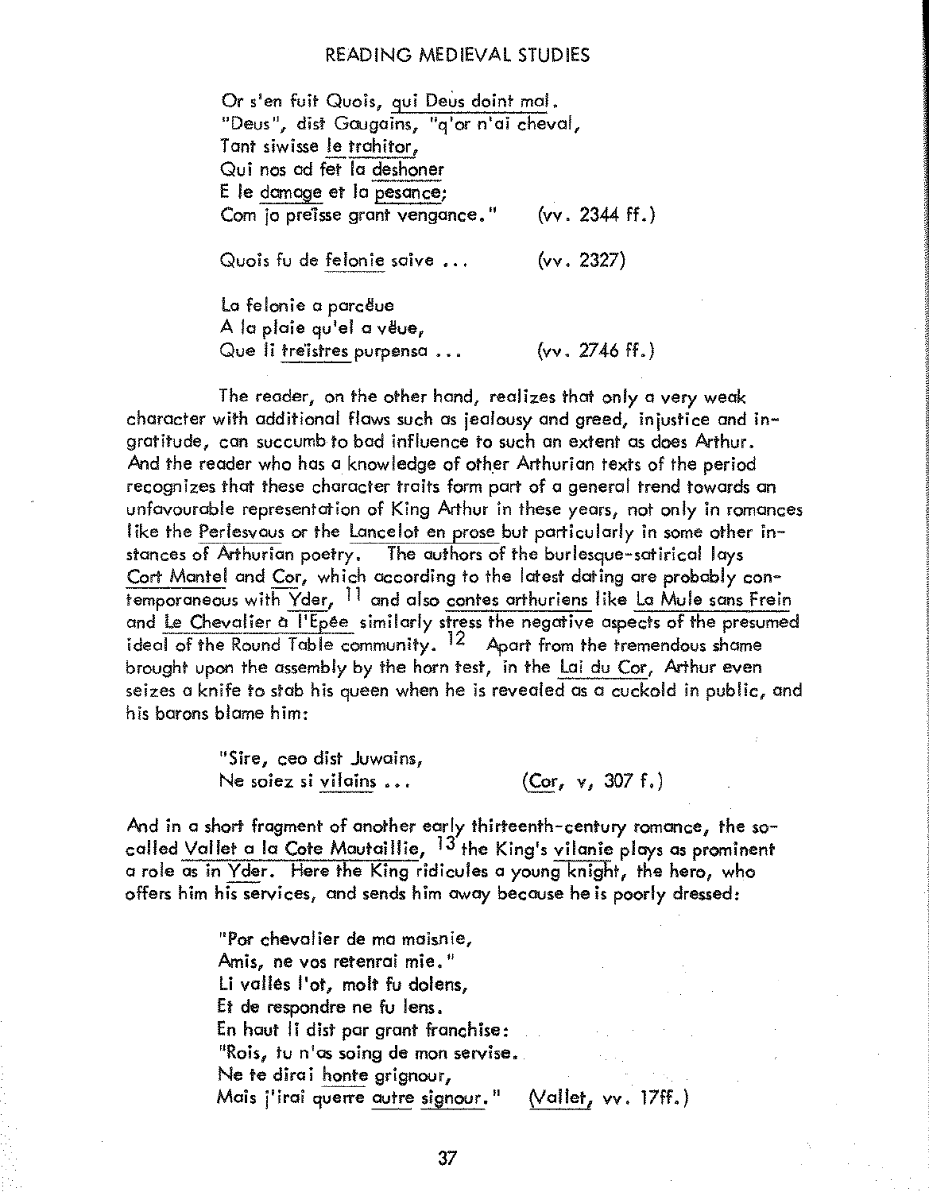Or s'en fuit Quois, qui Deus doint mal.
"Deus", dist Gaugains, "q'or n'ai cheval,
Tant siwisse le trahitor,
Qui nos ad fet la deshoner
E le damage et la pesance;
Com jo preïsse grant vengance." (vv. 2344 ff.)

Quois fu de felonie saive ... (vv. 2327)

La felonie a parcëue
A la plaie qu'el a vëue,
Que li treïstres purpensa ... (vv. 2746 ff.)

The reader, on the other hand, realizes that only a very weak character with additional flaws such as jealousy and greed, injustice and ingratitude, can succumb to bad influence to such an extent as does Arthur. And the reader who has a knowledge of other Arthurian texts of the period recognizes that these character traits form part of a general trend towards an unfavourable representation of King Arthur in these years, not only in romances like the Perlesvaus or the Lancelot en prose but particularly in some other instances of Arthurian poetry. The authors of the burlesque-satirical lays Cort Mantel and Cor, which according to the latest dating are probably contemporaneous with Yder, [11] and also contes arthuriens like La Mule sans Frein and Le Chevalier à l'Epée similarly stress the negative aspects of the presumed ideal of the Round Table community. [12] Apart from the tremendous shame brought upon the assembly by the horn test, in the Lai du Cor, Arthur even seizes a knife to stab his queen when he is revealed as a cuckold in public, and his barons blame him:

"Sire, ceo dist Juwains,
Ne soiez si vilains ... (Cor, v, 307 f.)

And in a short fragment of another early thirteenth-century romance, the so-called Vallet a la Cote Mautaillie, [13] the King's vilanie plays as prominent a role as in Yder. Here the King ridicules a young knight, the hero, who offers him his services, and sends him away because he is poorly dressed:

"Por chevalier de ma maisnie,
Amis, ne vos retenrai mie."
Li vallés l'ot, molt fu dolens,
Et de respondre ne fu lens.
En haut li dist par grant franchise:
"Rois, tu n'as soing de mon servise.
Ne te dirai honte grignour,
Mais j'irai querre autre signour." (Vallet, vv. 17ff.)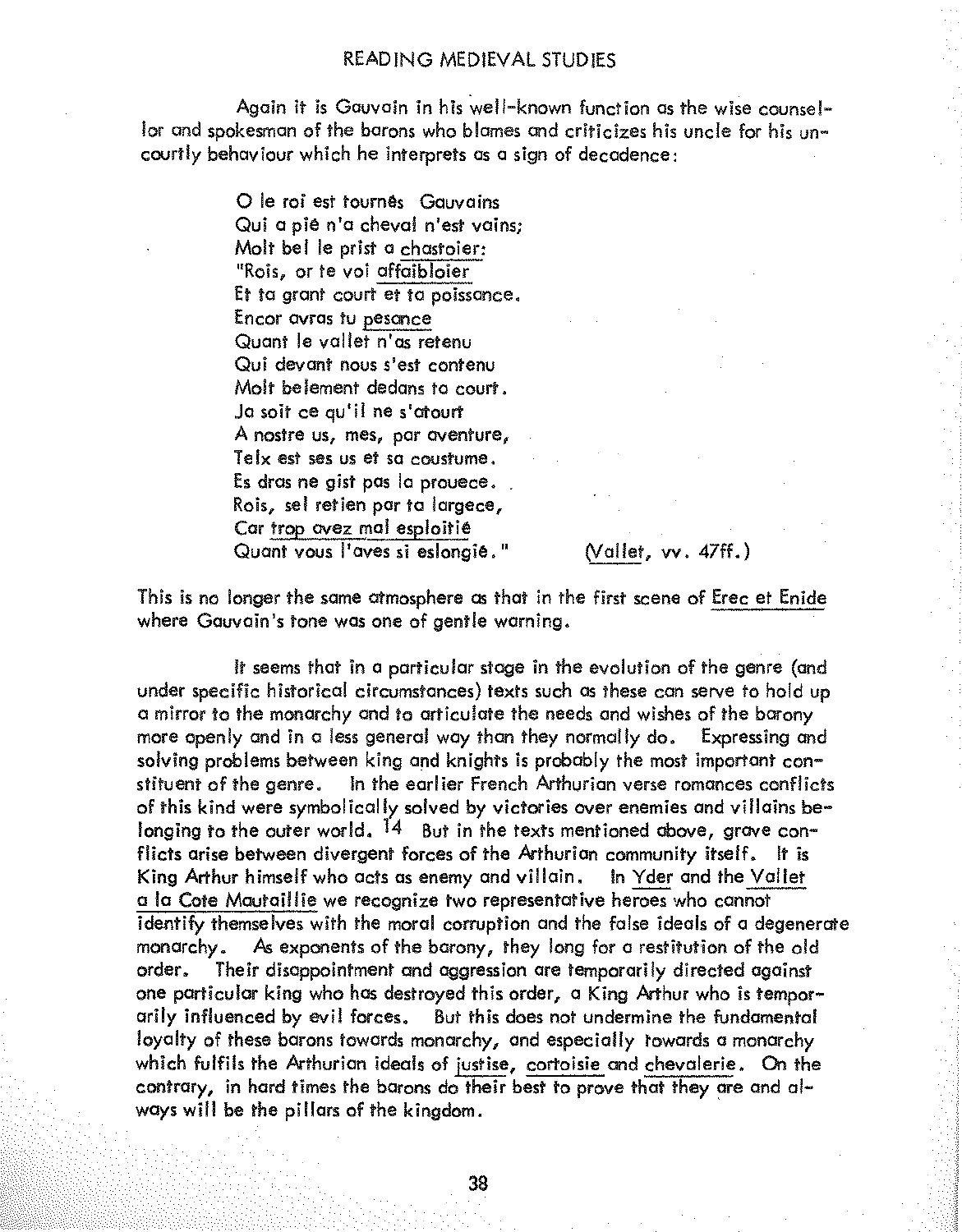Again it is Gauvain in his well-known function as the wise counsellor and spokesman of the barons who blames and criticizes his uncle for his uncourtly behaviour which he interprets as a sign of decadence:

> O le roi est tournês Gauvains
> Qui a piê n'a cheval n'est vains;
> Molt bel le prist a chastoier:
> "Rois, or te voi affaibloier
> Et ta grant court et ta poissance.
> Encor avras tu pesance
> Quant le vallet n'as retenu
> Qui devant nous s'est contenu
> Molt belement dedans ta court.
> Ja soit ce qu'il ne s'atourt
> A nostre us, mes, par aventure,
> Telx est ses us et sa coustume.
> Es dras ne gist pas la prouece.
> Rois, sel retien par ta largece,
> Car trop avez mal esploitiê
> Quant vous l'aves si eslongiê." (Vallet, vv. 47ff.)

This is no longer the same atmosphere as that in the first scene of *Erec et Enide* where Gauvain's tone was one of gentle warning.

It seems that in a particular stage in the evolution of the genre (and under specific historical circumstances) texts such as these can serve to hold up a mirror to the monarchy and to articulate the needs and wishes of the barony more openly and in a less general way than they normally do. Expressing and solving problems between king and knights is probably the most important constituent of the genre. In the earlier French Arthurian verse romances conflicts of this kind were symbolically solved by victories over enemies and villains belonging to the outer world.[14] But in the texts mentioned above, grave conflicts arise between divergent forces of the Arthurian community itself. It is King Arthur himself who acts as enemy and villain. In *Yder* and the *Vallet a la Cote Mautaillie* we recognize two representative heroes who cannot identify themselves with the moral corruption and the false ideals of a degenerate monarchy. As exponents of the barony, they long for a restitution of the old order. Their disappointment and aggression are temporarily directed against one particular king who has destroyed this order, a King Arthur who is temporarily influenced by evil forces. But this does not undermine the fundamental loyalty of these barons towards monarchy, and especially towards a monarchy which fulfils the Arthurian ideals of *justise*, *cortoisie* and *chevalerie*. On the contrary, in hard times the barons do their best to prove that they are and always will be the pillars of the kingdom.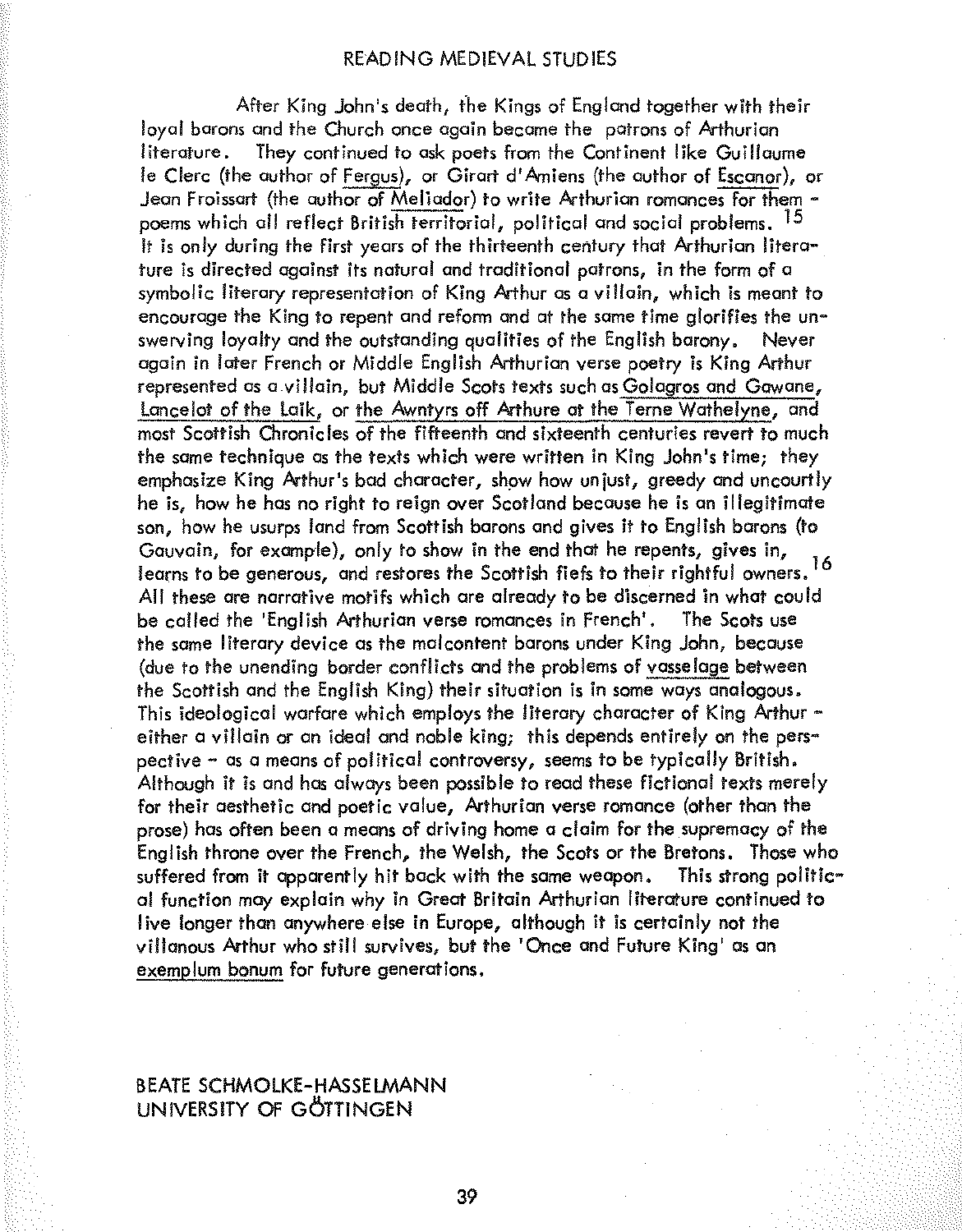After King John's death, the Kings of England together with their loyal barons and the Church once again became the patrons of Arthurian literature. They continued to ask poets from the Continent like Guillaume le Clerc (the author of Fergus), or Girart d'Amiens (the author of Escanor), or Jean Froissart (the author of Meliador) to write Arthurian romances for them - poems which all reflect British territorial, political and social problems.[15] It is only during the first years of the thirteenth century that Arthurian literature is directed against its natural and traditional patrons, in the form of a symbolic literary representation of King Arthur as a villain, which is meant to encourage the King to repent and reform and at the same time glorifies the unswerving loyalty and the outstanding qualities of the English barony. Never again in later French or Middle English Arthurian verse poetry is King Arthur represented as a villain, but Middle Scots texts such as Golagros and Gawane, Lancelot of the Laik, or the Awntyrs off Arthure at the Terne Wathelyne, and most Scottish Chronicles of the fifteenth and sixteenth centuries revert to much the same technique as the texts which were written in King John's time; they emphasize King Arthur's bad character, show how unjust, greedy and uncourtly he is, how he has no right to reign over Scotland because he is an illegitimate son, how he usurps land from Scottish barons and gives it to English barons (to Gauvain, for example), only to show in the end that he repents, gives in, learns to be generous, and restores the Scottish fiefs to their rightful owners.[16] All these are narrative motifs which are already to be discerned in what could be called the 'English Arthurian verse romances in French'. The Scots use the same literary device as the malcontent barons under King John, because (due to the unending border conflicts and the problems of vasselage between the Scottish and the English King) their situation is in some ways analogous. This ideological warfare which employs the literary character of King Arthur - either a villain or an ideal and noble king; this depends entirely on the perspective - as a means of political controversy, seems to be typically British. Although it is and has always been possible to read these fictional texts merely for their aesthetic and poetic value, Arthurian verse romance (other than the prose) has often been a means of driving home a claim for the supremacy of the English throne over the French, the Welsh, the Scots or the Bretons. Those who suffered from it apparently hit back with the same weapon. This strong political function may explain why in Great Britain Arthurian literature continued to live longer than anywhere else in Europe, although it is certainly not the villanous Arthur who still survives, but the 'Once and Future King' as an exemplum bonum for future generations.

BEATE SCHMOLKE-HASSELMANN
UNIVERSITY OF GÖTTINGEN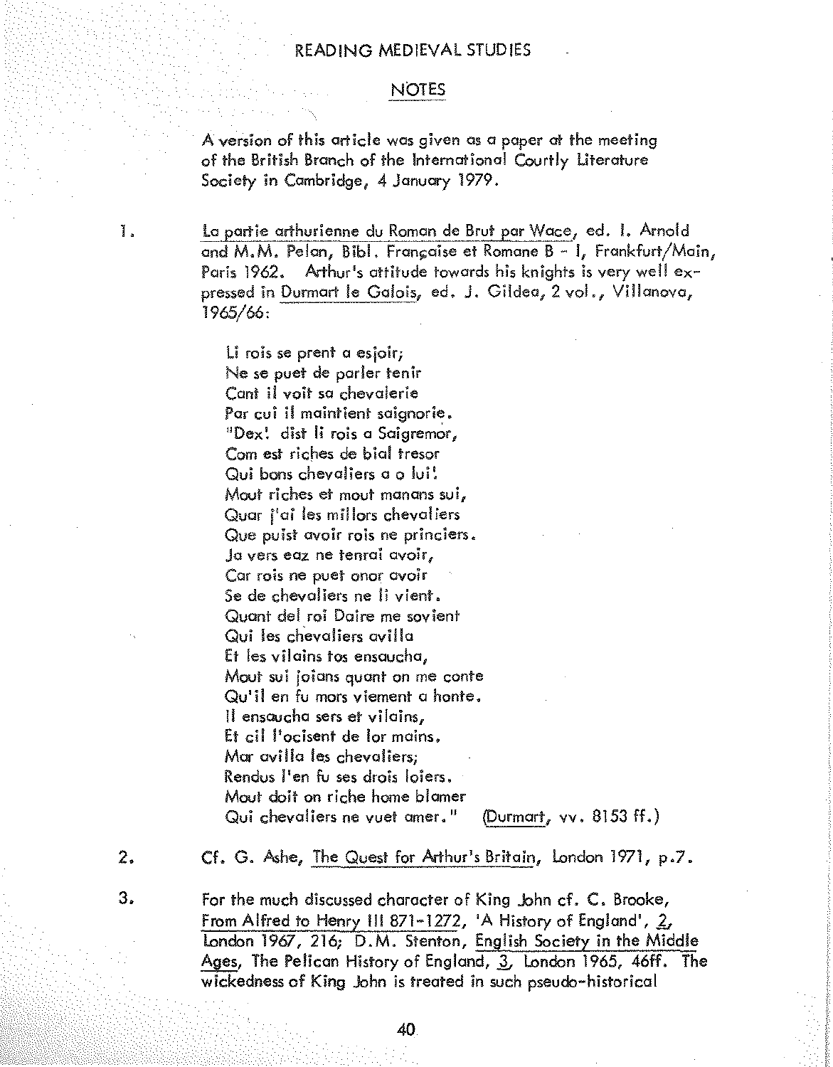## NOTES

A version of this article was given as a paper at the meeting of the British Branch of the International Courtly Literature Society in Cambridge, 4 January 1979.

1. La partie arthurienne du Roman de Brut par Wace, ed. I. Arnold and M.M. Pelan, Bibl. Française et Romane B - I, Frankfurt/Main, Paris 1962. Arthur's attitude towards his knights is very well expressed in Durmart le Galois, ed. J. Gildea, 2 vol., Villanova, 1965/66:

   Li rois se prent a esjoir;
   Ne se puet de parler tenir
   Cant il voit sa chevalerie
   Par cui il maintient saignorie.
   "Dex! dist li rois a Saigremor,
   Com est riches de bial tresor
   Qui bons chevaliers a o lui!
   Mout riches et mout manans sui,
   Quar j'ai les millors chevaliers
   Que puist avoir rois ne princiers.
   Ja vers eaz ne tenrai avoir,
   Car rois ne puet onor avoir
   Se de chevaliers ne li vient.
   Quant del roi Daire me sovient
   Qui les chevaliers avilla
   Et les vilains tos ensaucha,
   Mout sui joians quant on me conte
   Qu'il en fu mors viement a honte.
   Il ensaucha sers et vilains,
   Et cil l'ocisent de lor mains.
   Mar avilla les chevaliers;
   Rendus l'en fu ses drois loiers.
   Mout doit on riche home blamer
   Qui chevaliers ne vuet amer." (Durmart, vv. 8153 ff.)

2. Cf. G. Ashe, The Quest for Arthur's Britain, London 1971, p.7.

3. For the much discussed character of King John cf. C. Brooke, From Alfred to Henry III 871-1272, 'A History of England', 2, London 1967, 216; D.M. Stenton, English Society in the Middle Ages, The Pelican History of England, 3, London 1965, 46ff. The wickedness of King John is treated in such pseudo-historical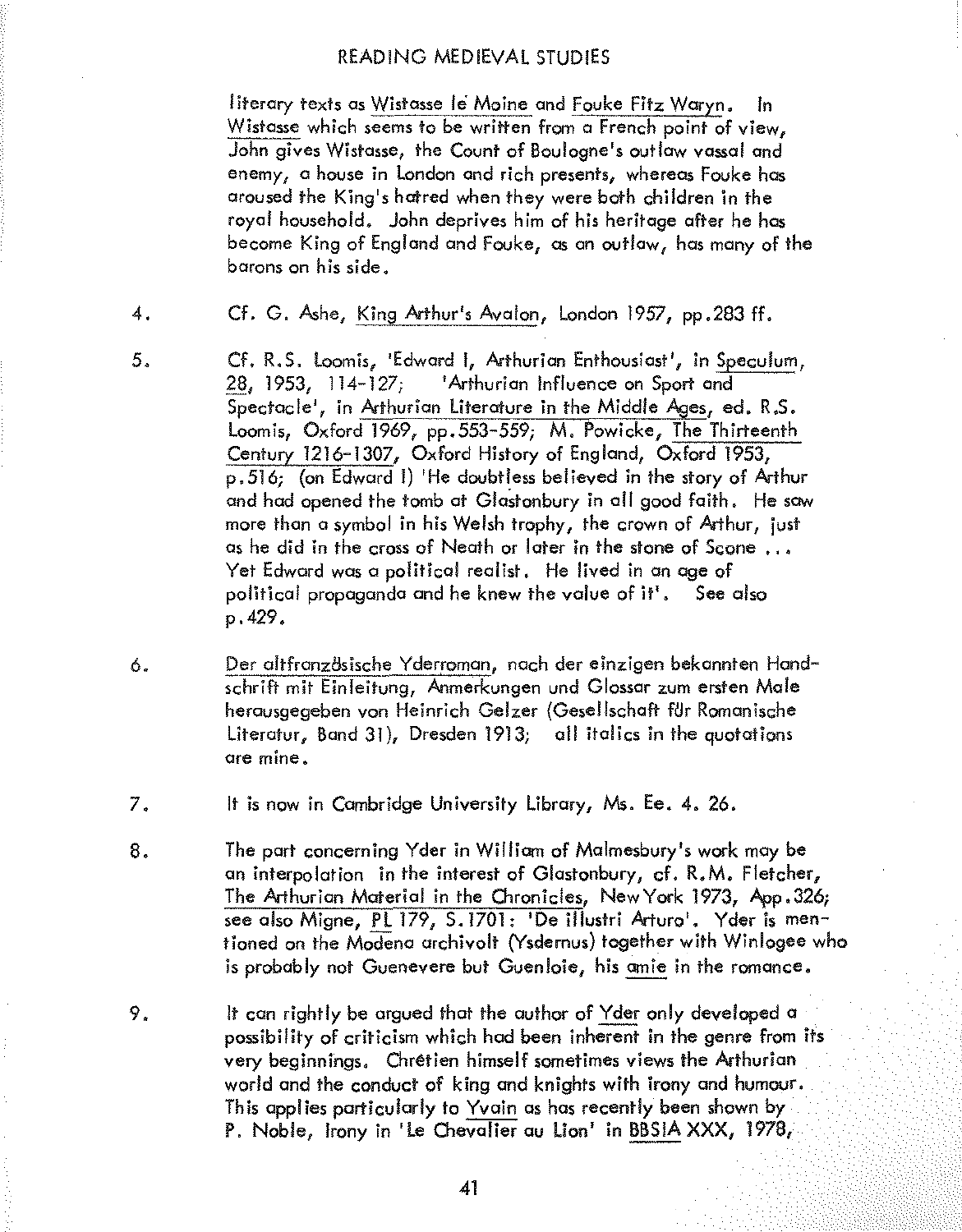literary texts as Wistasse le Moine and Fouke Fitz Waryn. In Wistasse which seems to be written from a French point of view, John gives Wistasse, the Count of Boulogne's outlaw vassal and enemy, a house in London and rich presents, whereas Fouke has aroused the King's hatred when they were both children in the royal household. John deprives him of his heritage after he has become King of England and Fouke, as an outlaw, has many of the barons on his side.

4. Cf. G. Ashe, King Arthur's Avalon, London 1957, pp.283 ff.

5. Cf. R.S. Loomis, 'Edward I, Arthurian Enthousiast', in Speculum, 28, 1953, 114-127; 'Arthurian Influence on Sport and Spectacle', in Arthurian Literature in the Middle Ages, ed. R.S. Loomis, Oxford 1969, pp.553-559; M. Powicke, The Thirteenth Century 1216-1307, Oxford History of England, Oxford 1953, p.516; (on Edward I) 'He doubtless believed in the story of Arthur and had opened the tomb at Glastonbury in all good faith. He saw more than a symbol in his Welsh trophy, the crown of Arthur, just as he did in the cross of Neath or later in the stone of Scone ... Yet Edward was a political realist. He lived in an age of political propaganda and he knew the value of it'. See also p.429.

6. Der altfranzösische Yderroman, nach der einzigen bekannten Handschrift mit Einleitung, Anmerkungen und Glossar zum ersten Male herausgegeben von Heinrich Gelzer (Gesellschaft für Romanische Literatur, Band 31), Dresden 1913; all italics in the quotations are mine.

7. It is now in Cambridge University Library, Ms. Ee. 4. 26.

8. The part concerning Yder in William of Malmesbury's work may be an interpolation in the interest of Glastonbury, cf. R.M. Fletcher, The Arthurian Material in the Chronicles, New York 1973, App.326; see also Migne, PL 179, S.1701: 'De illustri Arturo'. Yder is mentioned on the Modena archivolt (Ysdernus) together with Winlogee who is probably not Guenevere but Guenloie, his amie in the romance.

9. It can rightly be argued that the author of Yder only developed a possibility of criticism which had been inherent in the genre from its very beginnings. Chrétien himself sometimes views the Arthurian world and the conduct of king and knights with irony and humour. This applies particularly to Yvain as has recently been shown by P. Noble, Irony in 'Le Chevalier au Lion' in BBSIA XXX, 1978,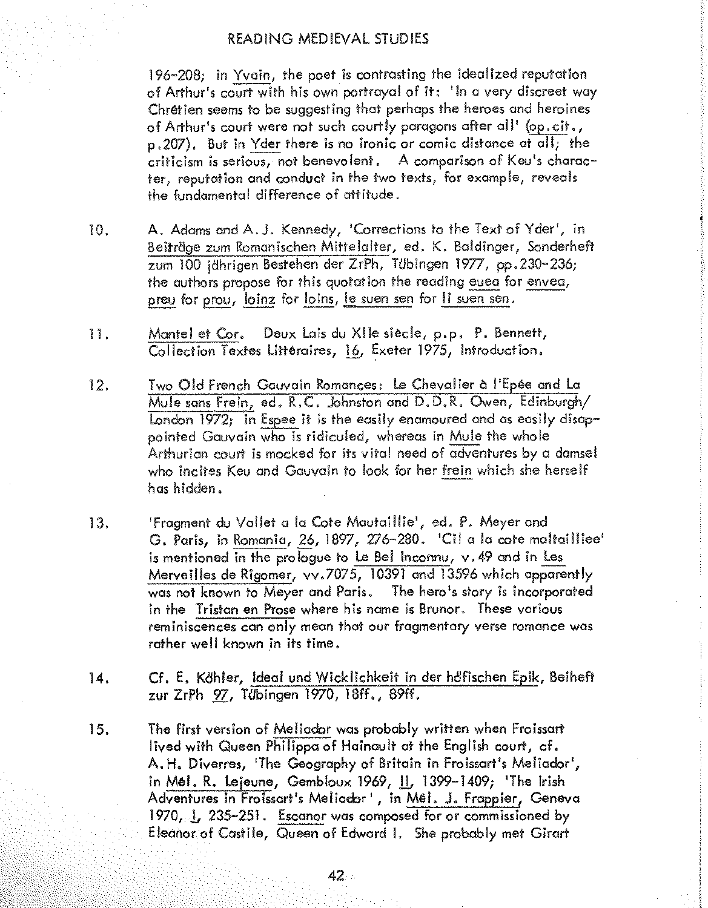196-208; in Yvain, the poet is contrasting the idealized reputation of Arthur's court with his own portrayal of it: 'In a very discreet way Chrétien seems to be suggesting that perhaps the heroes and heroines of Arthur's court were not such courtly paragons after all' (op.cit., p.207). But in Yder there is no ironic or comic distance at all; the criticism is serious, not benevolent. A comparison of Keu's character, reputation and conduct in the two texts, for example, reveals the fundamental difference of attitude.

10. A. Adams and A.J. Kennedy, 'Corrections to the Text of Yder', in Beiträge zum Romanischen Mittelalter, ed. K. Baldinger, Sonderheft zum 100 jährigen Bestehen der ZrPh, Tübingen 1977, pp.230-236; the authors propose for this quotation the reading euea for envea, preu for prou, loinz for loins, le suen sen for li suen sen.

11. Mantel et Cor. Deux Lais du XIIe siècle, p.p. P. Bennett, Collection Textes Littéraires, 16, Exeter 1975, Introduction.

12. Two Old French Gauvain Romances: Le Chevalier à l'Epée and La Mule sans Frein, ed. R.C. Johnston and D.D.R. Owen, Edinburgh/London 1972; in Espee it is the easily enamoured and as easily disappointed Gauvain who is ridiculed, whereas in Mule the whole Arthurian court is mocked for its vital need of adventures by a damsel who incites Keu and Gauvain to look for her frein which she herself has hidden.

13. 'Fragment du Vallet a la Cote Mautaillie', ed. P. Meyer and G. Paris, in Romania, 26, 1897, 276-280. 'Cil a la cote maltailliee' is mentioned in the prologue to Le Bel Inconnu, v.49 and in Les Merveilles de Rigomer, vv.7075, 10391 and 13596 which apparently was not known to Meyer and Paris. The hero's story is incorporated in the Tristan en Prose where his name is Brunor. These various reminiscences can only mean that our fragmentary verse romance was rather well known in its time.

14. Cf. E. Köhler, Ideal und Wicklichkeit in der höfischen Epik, Beiheft zur ZrPh 97, Tübingen 1970, 18ff., 89ff.

15. The first version of Meliador was probably written when Froissart lived with Queen Philippa of Hainault at the English court, cf. A.H. Diverres, 'The Geography of Britain in Froissart's Meliador', in Mél. R. Lejeune, Gembloux 1969, II, 1399-1409; 'The Irish Adventures in Froissart's Meliador', in Mél. J. Frappier, Geneva 1970, I, 235-251. Escanor was composed for or commissioned by Eleanor of Castile, Queen of Edward I. She probably met Girart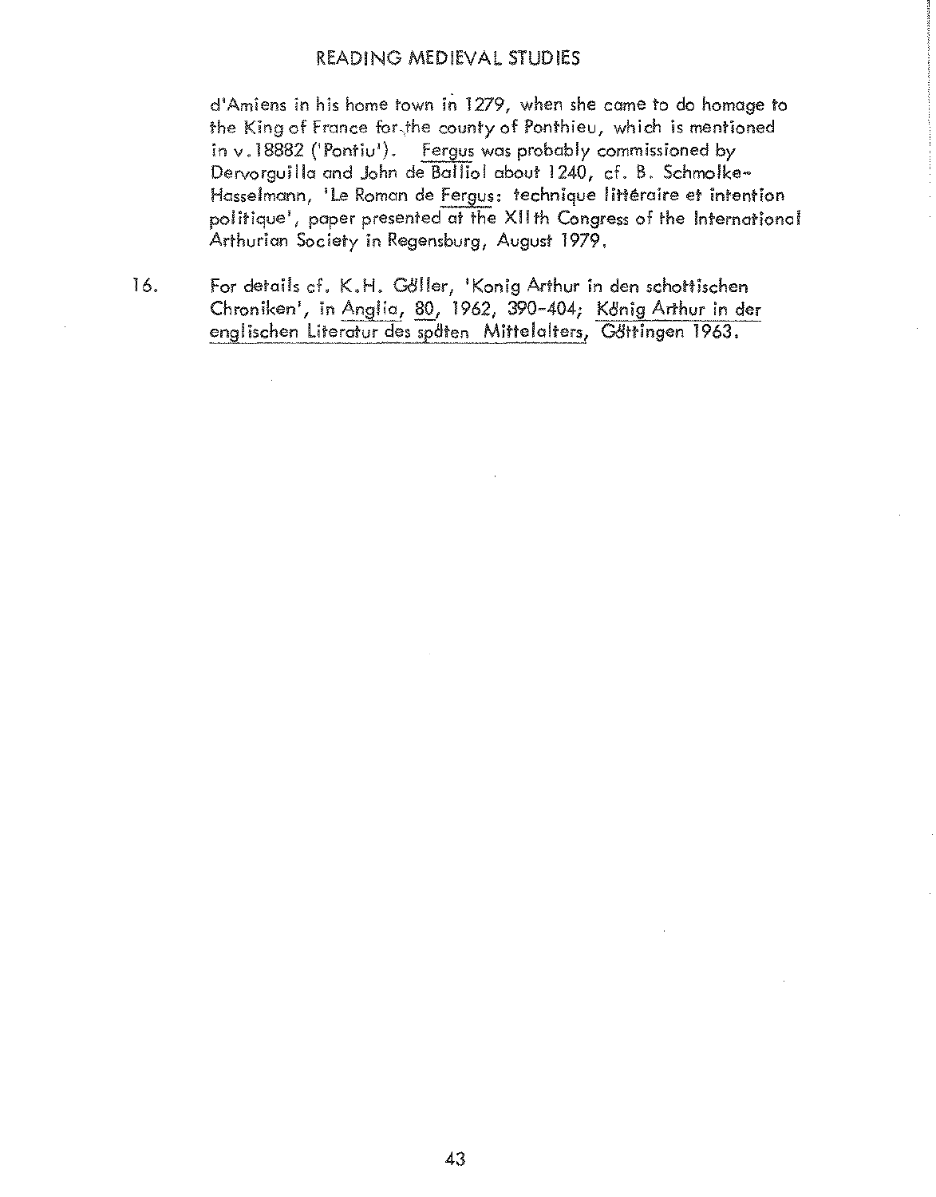d'Amiens in his home town in 1279, when she came to do homage to the King of France for the county of Ponthieu, which is mentioned in v.18882 ('Pontiu'). *Fergus* was probably commissioned by Dervorguilla and John de Balliol about 1240, cf. B. Schmolke-Hasselmann, 'Le Roman de *Fergus*: technique littéraire et intention politique', paper presented at the XIIth Congress of the International Arthurian Society in Regensburg, August 1979.

16. For details cf. K.H. Göller, 'Konig Arthur in den schottischen Chroniken', in *Anglia*, *80*, 1962, 390-404; *König Arthur in der englischen Literatur des späten Mittelalters*, Göttingen 1963.